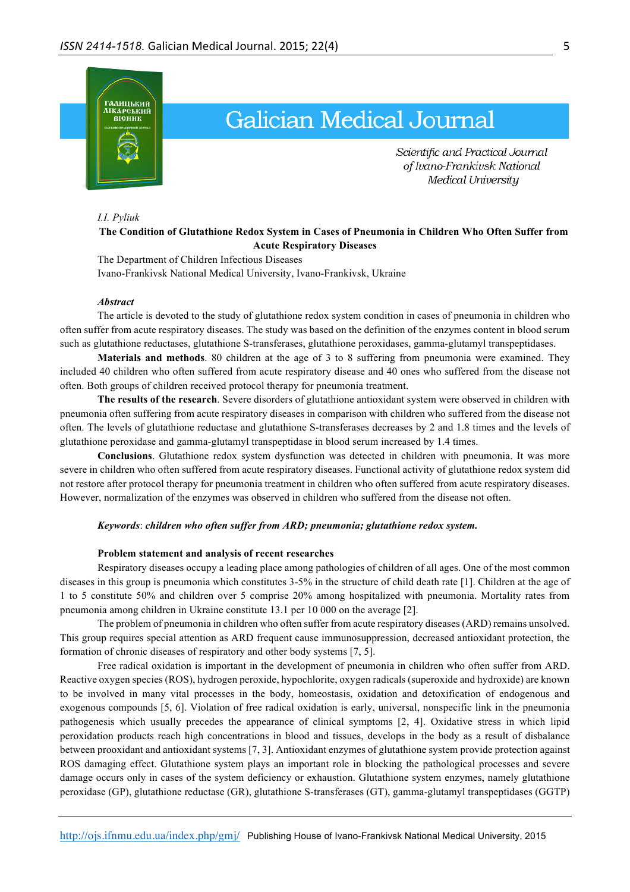I.I. Pyliuk

**The Condition of Glutathione Redox System in Cases of Pneumonia in Children Who Often Suffer from Acute Respiratory Diseases**

The Department of Children Infectious Diseases
Ivano-Frankivsk National Medical University, Ivano-Frankivsk, Ukraine

***Abstract***

The article is devoted to the study of glutathione redox system condition in cases of pneumonia in children who often suffer from acute respiratory diseases. The study was based on the definition of the enzymes content in blood serum such as glutathione reductases, glutathione S-transferases, glutathione peroxidases, gamma-glutamyl transpeptidases.

**Materials and methods**. 80 children at the age of 3 to 8 suffering from pneumonia were examined. They included 40 children who often suffered from acute respiratory disease and 40 ones who suffered from the disease not often. Both groups of children received protocol therapy for pneumonia treatment.

**The results of the research**. Severe disorders of glutathione antioxidant system were observed in children with pneumonia often suffering from acute respiratory diseases in comparison with children who suffered from the disease not often. The levels of glutathione reductase and glutathione S-transferases decreases by 2 and 1.8 times and the levels of glutathione peroxidase and gamma-glutamyl transpeptidase in blood serum increased by 1.4 times.

**Conclusions**. Glutathione redox system dysfunction was detected in children with pneumonia. It was more severe in children who often suffered from acute respiratory diseases. Functional activity of glutathione redox system did not restore after protocol therapy for pneumonia treatment in children who often suffered from acute respiratory diseases. However, normalization of the enzymes was observed in children who suffered from the disease not often.

***Keywords*: *children who often suffer from ARD; pneumonia; glutathione redox system.***

**Problem statement and analysis of recent researches**

Respiratory diseases occupy a leading place among pathologies of children of all ages. One of the most common diseases in this group is pneumonia which constitutes 3-5% in the structure of child death rate [1]. Children at the age of 1 to 5 constitute 50% and children over 5 comprise 20% among hospitalized with pneumonia. Mortality rates from pneumonia among children in Ukraine constitute 13.1 per 10 000 on the average [2].

The problem of pneumonia in children who often suffer from acute respiratory diseases (ARD) remains unsolved. This group requires special attention as ARD frequent cause immunosuppression, decreased antioxidant protection, the formation of chronic diseases of respiratory and other body systems [7, 5].

Free radical oxidation is important in the development of pneumonia in children who often suffer from ARD. Reactive oxygen species (ROS), hydrogen peroxide, hypochlorite, oxygen radicals (superoxide and hydroxide) are known to be involved in many vital processes in the body, homeostasis, oxidation and detoxification of endogenous and exogenous compounds [5, 6]. Violation of free radical oxidation is early, universal, nonspecific link in the pneumonia pathogenesis which usually precedes the appearance of clinical symptoms [2, 4]. Oxidative stress in which lipid peroxidation products reach high concentrations in blood and tissues, develops in the body as a result of disbalance between prooxidant and antioxidant systems [7, 3]. Antioxidant enzymes of glutathione system provide protection against ROS damaging effect. Glutathione system plays an important role in blocking the pathological processes and severe damage occurs only in cases of the system deficiency or exhaustion. Glutathione system enzymes, namely glutathione peroxidase (GP), glutathione reductase (GR), glutathione S-transferases (GT), gamma-glutamyl transpeptidases (GGTP)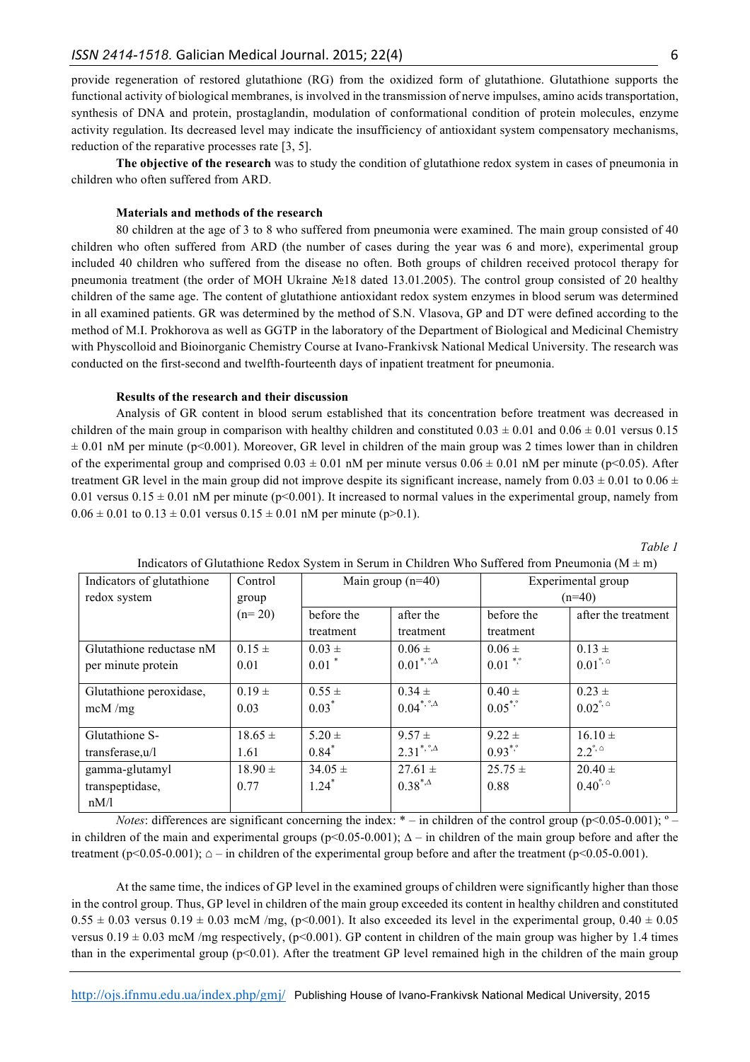provide regeneration of restored glutathione (RG) from the oxidized form of glutathione. Glutathione supports the functional activity of biological membranes, is involved in the transmission of nerve impulses, amino acids transportation, synthesis of DNA and protein, prostaglandin, modulation of conformational condition of protein molecules, enzyme activity regulation. Its decreased level may indicate the insufficiency of antioxidant system compensatory mechanisms, reduction of the reparative processes rate [3, 5].

**The objective of the research** was to study the condition of glutathione redox system in cases of pneumonia in children who often suffered from ARD.

#### Materials and methods of the research

80 children at the age of 3 to 8 who suffered from pneumonia were examined. The main group consisted of 40 children who often suffered from ARD (the number of cases during the year was 6 and more), experimental group included 40 children who suffered from the disease no often. Both groups of children received protocol therapy for pneumonia treatment (the order of MOH Ukraine №18 dated 13.01.2005). The control group consisted of 20 healthy children of the same age. The content of glutathione antioxidant redox system enzymes in blood serum was determined in all examined patients. GR was determined by the method of S.N. Vlasova, GP and DT were defined according to the method of M.I. Prokhorova as well as GGTP in the laboratory of the Department of Biological and Medicinal Chemistry with Physcolloid and Bioinorganic Chemistry Course at Ivano-Frankivsk National Medical University. The research was conducted on the first-second and twelfth-fourteenth days of inpatient treatment for pneumonia.

#### Results of the research and their discussion

Analysis of GR content in blood serum established that its concentration before treatment was decreased in children of the main group in comparison with healthy children and constituted 0.03 ± 0.01 and 0.06 ± 0.01 versus 0.15 ± 0.01 nM per minute ($p<0.001$). Moreover, GR level in children of the main group was 2 times lower than in children of the experimental group and comprised 0.03 ± 0.01 nM per minute versus 0.06 ± 0.01 nM per minute ($p<0.05$). After treatment GR level in the main group did not improve despite its significant increase, namely from 0.03 ± 0.01 to 0.06 ± 0.01 versus 0.15 ± 0.01 nM per minute ($p<0.001$). It increased to normal values in the experimental group, namely from 0.06 ± 0.01 to 0.13 ± 0.01 versus 0.15 ± 0.01 nM per minute ($p>0.1$).

*Table 1*

Indicators of Glutathione Redox System in Serum in Children Who Suffered from Pneumonia (M ± m)

| Indicators of glutathione redox system | Control group (n= 20) | Main group (n=40) | | Experimental group (n=40) | |
|---|---|---|---|---|---|
| | | before the treatment | after the treatment | before the treatment | after the treatment |
| Glutathione reductase nM per minute protein | 0.15 ± 0.01 | 0.03 ± 0.01 $^{*}$ | 0.06 ± 0.01$^{*,°,Δ}$ | 0.06 ± 0.01 $^{*,°}$ | 0.13 ± 0.01$^{°,⌂}$ |
| Glutathione peroxidase, mcM /mg | 0.19 ± 0.03 | 0.55 ± 0.03$^{*}$ | 0.34 ± 0.04$^{*,°,Δ}$ | 0.40 ± 0.05$^{*,°}$ | 0.23 ± 0.02$^{°,⌂}$ |
| Glutathione S-transferase,u/l | 18.65 ± 1.61 | 5.20 ± 0.84$^{*}$ | 9.57 ± 2.31$^{*,°,Δ}$ | 9.22 ± 0.93$^{*,°}$ | 16.10 ± 2.2$^{°,⌂}$ |
| gamma-glutamyl transpeptidase, nM/l | 18.90 ± 0.77 | 34.05 ± 1.24$^{*}$ | 27.61 ± 0.38$^{*,Δ}$ | 25.75 ± 0.88 | 20.40 ± 0.40$^{°,⌂}$ |

*Notes*: differences are significant concerning the index: * – in children of the control group ($p<0.05$-$0.001$); ° – in children of the main and experimental groups ($p<0.05$-$0.001$); Δ – in children of the main group before and after the treatment ($p<0.05$-$0.001$); ⌂ – in children of the experimental group before and after the treatment ($p<0.05$-$0.001$).

At the same time, the indices of GP level in the examined groups of children were significantly higher than those in the control group. Thus, GP level in children of the main group exceeded its content in healthy children and constituted 0.55 ± 0.03 versus 0.19 ± 0.03 mcM /mg, ($p<0.001$). It also exceeded its level in the experimental group, 0.40 ± 0.05 versus 0.19 ± 0.03 mcM /mg respectively, ($p<0.001$). GP content in children of the main group was higher by 1.4 times than in the experimental group ($p<0.01$). After the treatment GP level remained high in the children of the main group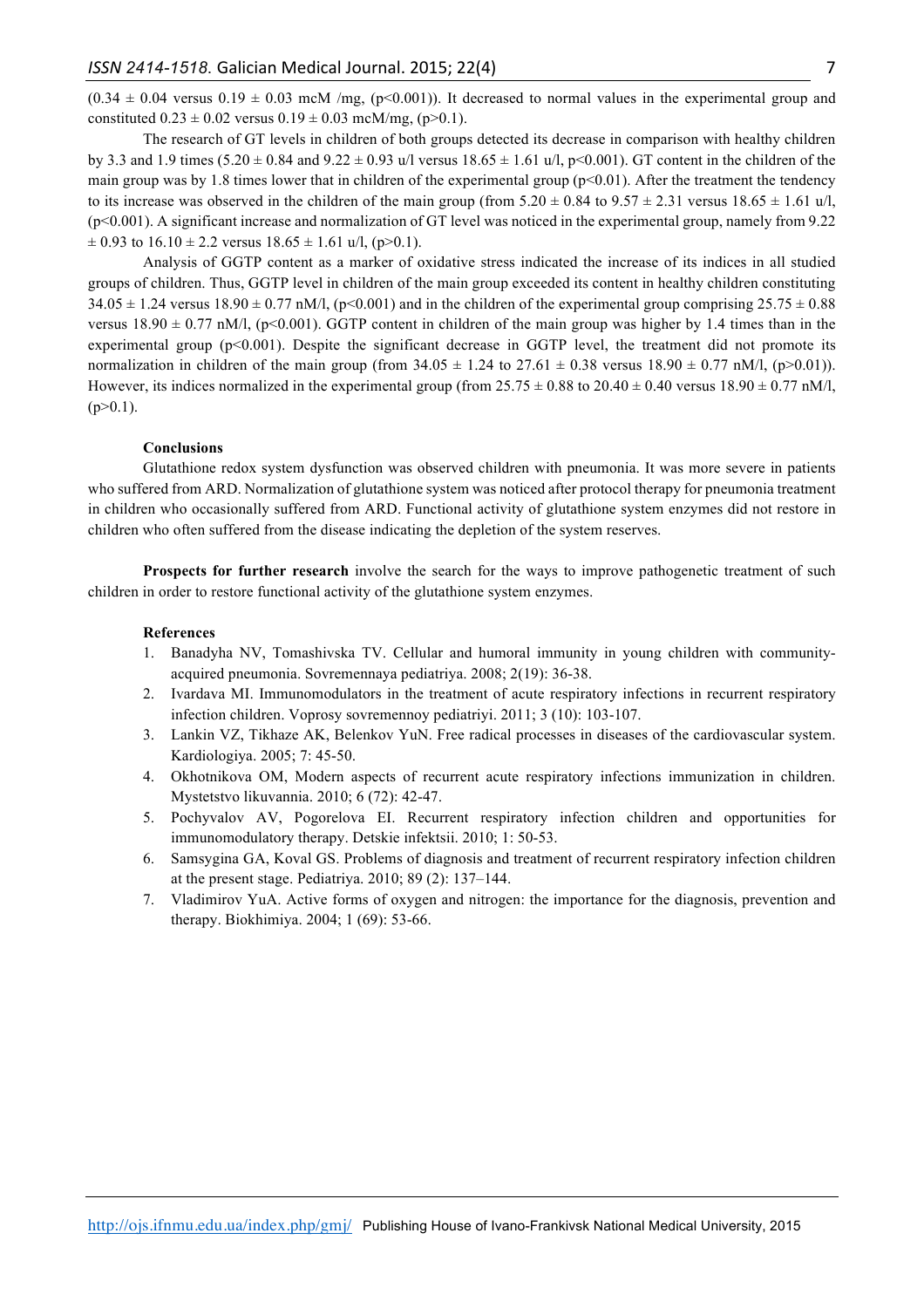(0.34 ± 0.04 versus 0.19 ± 0.03 mcM /mg, ($p<0.001$)). It decreased to normal values in the experimental group and constituted 0.23 ± 0.02 versus 0.19 ± 0.03 mcM/mg, ($p>0.1$).

The research of GT levels in children of both groups detected its decrease in comparison with healthy children by 3.3 and 1.9 times (5.20 ± 0.84 and 9.22 ± 0.93 u/l versus 18.65 ± 1.61 u/l, $p<0.001$). GT content in the children of the main group was by 1.8 times lower that in children of the experimental group ($p<0.01$). After the treatment the tendency to its increase was observed in the children of the main group (from 5.20 ± 0.84 to 9.57 ± 2.31 versus 18.65 ± 1.61 u/l, ($p<0.001$). A significant increase and normalization of GT level was noticed in the experimental group, namely from 9.22 ± 0.93 to 16.10 ± 2.2 versus 18.65 ± 1.61 u/l, ($p>0.1$).

Analysis of GGTP content as a marker of oxidative stress indicated the increase of its indices in all studied groups of children. Thus, GGTP level in children of the main group exceeded its content in healthy children constituting 34.05 ± 1.24 versus 18.90 ± 0.77 nM/l, ($p<0.001$) and in the children of the experimental group comprising 25.75 ± 0.88 versus 18.90 ± 0.77 nM/l, ($p<0.001$). GGTP content in children of the main group was higher by 1.4 times than in the experimental group ($p<0.001$). Despite the significant decrease in GGTP level, the treatment did not promote its normalization in children of the main group (from 34.05 ± 1.24 to 27.61 ± 0.38 versus 18.90 ± 0.77 nM/l, ($p>0.01$)). However, its indices normalized in the experimental group (from 25.75 ± 0.88 to 20.40 ± 0.40 versus 18.90 ± 0.77 nM/l, ($p>0.1$).

### Conclusions

Glutathione redox system dysfunction was observed children with pneumonia. It was more severe in patients who suffered from ARD. Normalization of glutathione system was noticed after protocol therapy for pneumonia treatment in children who occasionally suffered from ARD. Functional activity of glutathione system enzymes did not restore in children who often suffered from the disease indicating the depletion of the system reserves.

**Prospects for further research** involve the search for the ways to improve pathogenetic treatment of such children in order to restore functional activity of the glutathione system enzymes.

### References

1. Banadyha NV, Tomashivska TV. Cellular and humoral immunity in young children with community-acquired pneumonia. Sovremennaya pediatriya. 2008; 2(19): 36-38.
2. Ivardava MI. Immunomodulators in the treatment of acute respiratory infections in recurrent respiratory infection children. Voprosy sovremennoy pediatriyi. 2011; 3 (10): 103-107.
3. Lankin VZ, Tikhaze AK, Belenkov YuN. Free radical processes in diseases of the cardiovascular system. Kardiologiya. 2005; 7: 45-50.
4. Okhotnikova OM, Modern aspects of recurrent acute respiratory infections immunization in children. Mystetstvo likuvannia. 2010; 6 (72): 42-47.
5. Pochyvalov AV, Pogorelova EI. Recurrent respiratory infection children and opportunities for immunomodulatory therapy. Detskie infektsii. 2010; 1: 50-53.
6. Samsygina GA, Koval GS. Problems of diagnosis and treatment of recurrent respiratory infection children at the present stage. Pediatriya. 2010; 89 (2): 137–144.
7. Vladimirov YuA. Active forms of oxygen and nitrogen: the importance for the diagnosis, prevention and therapy. Biokhimiya. 2004; 1 (69): 53-66.